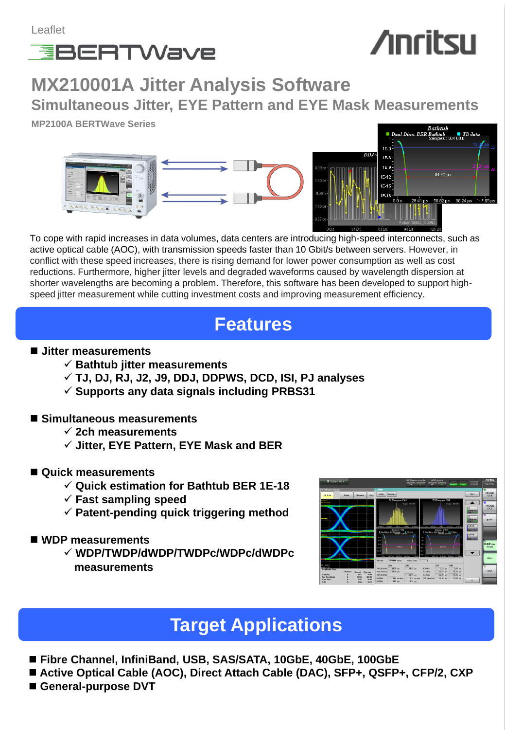Leaflet

BERTWave

Anritsu

# MX210001A Jitter Analysis Software

## Simultaneous Jitter, EYE Pattern and EYE Mask Measurements

**MP2100A BERTWave Series**

To cope with rapid increases in data volumes, data centers are introducing high-speed interconnects, such as active optical cable (AOC), with transmission speeds faster than 10 Gbit/s between servers. However, in conflict with these speed increases, there is rising demand for lower power consumption as well as cost reductions. Furthermore, higher jitter levels and degraded waveforms caused by wavelength dispersion at shorter wavelengths are becoming a problem. Therefore, this software has been developed to support high-speed jitter measurement while cutting investment costs and improving measurement efficiency.

## Features

- **Jitter measurements**
  - ✓ **Bathtub jitter measurements**
  - ✓ **TJ, DJ, RJ, J2, J9, DDJ, DDPWS, DCD, ISI, PJ analyses**
  - ✓ **Supports any data signals including PRBS31**

- **Simultaneous measurements**
  - ✓ **2ch measurements**
  - ✓ **Jitter, EYE Pattern, EYE Mask and BER**

- **Quick measurements**
  - ✓ **Quick estimation for Bathtub BER 1E-18**
  - ✓ **Fast sampling speed**
  - ✓ **Patent-pending quick triggering method**

- **WDP measurements**
  - ✓ **WDP/TWDP/dWDP/TWDPc/WDPc/dWDPc measurements**

## Target Applications

- **Fibre Channel, InfiniBand, USB, SAS/SATA, 10GbE, 40GbE, 100GbE**
- **Active Optical Cable (AOC), Direct Attach Cable (DAC), SFP+, QSFP+, CFP/2, CXP**
- **General-purpose DVT**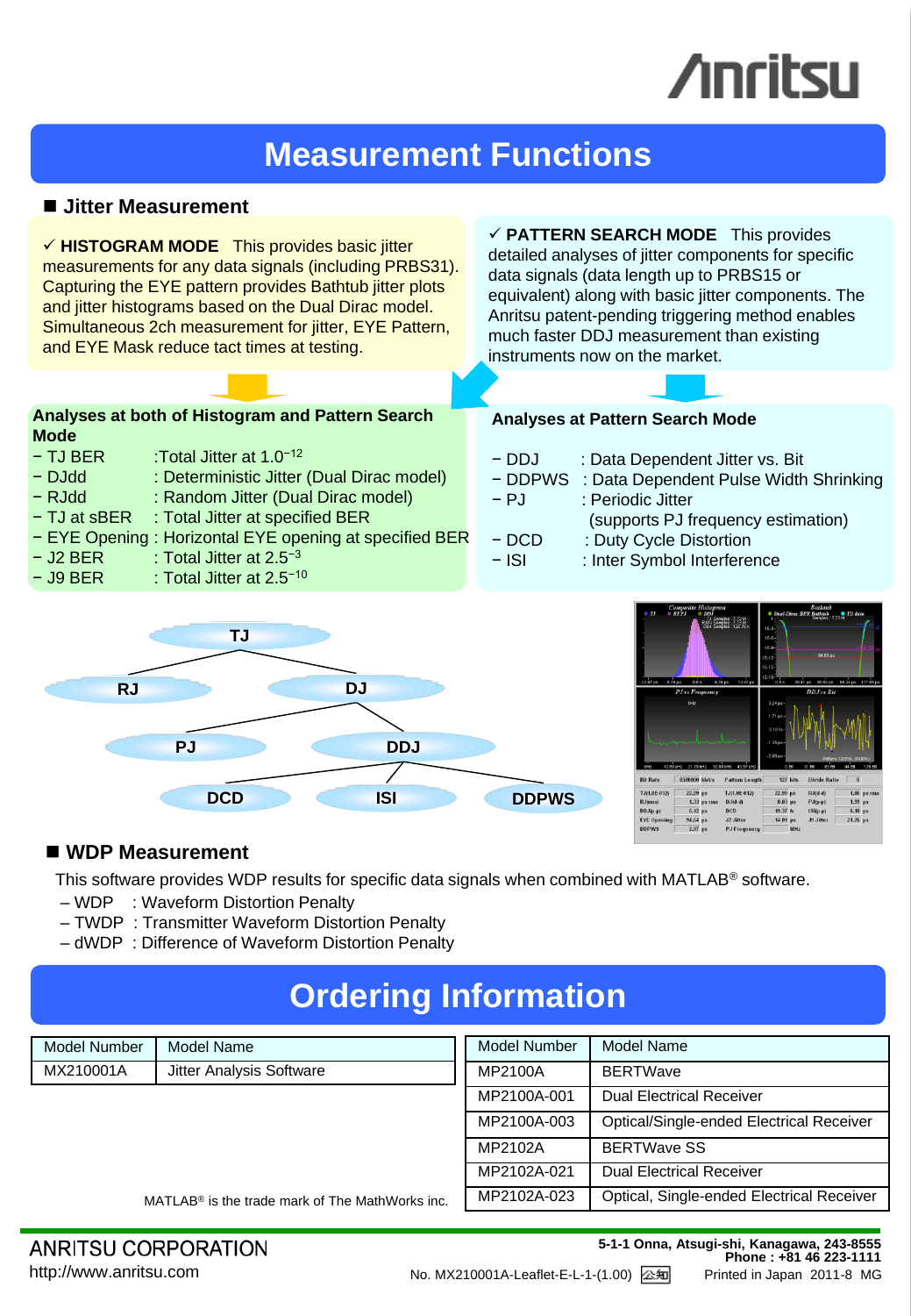# Measurement Functions

## Jitter Measurement

✓ **HISTOGRAM MODE** This provides basic jitter measurements for any data signals (including PRBS31). Capturing the EYE pattern provides Bathtub jitter plots and jitter histograms based on the Dual Dirac model. Simultaneous 2ch measurement for jitter, EYE Pattern, and EYE Mask reduce tact times at testing.

✓ **PATTERN SEARCH MODE** This provides detailed analyses of jitter components for specific data signals (data length up to PRBS15 or equivalent) along with basic jitter components. The Anritsu patent-pending triggering method enables much faster DDJ measurement than existing instruments now on the market.

**Analyses at both of Histogram and Pattern Search Mode**

- TJ BER :Total Jitter at $1.0^{-12}$
- DJdd : Deterministic Jitter (Dual Dirac model)
- RJdd : Random Jitter (Dual Dirac model)
- TJ at sBER : Total Jitter at specified BER
- EYE Opening : Horizontal EYE opening at specified BER
- J2 BER : Total Jitter at $2.5^{-3}$
- J9 BER : Total Jitter at $2.5^{-10}$

**Analyses at Pattern Search Mode**

- DDJ : Data Dependent Jitter vs. Bit
- DDPWS : Data Dependent Pulse Width Shrinking
- PJ : Periodic Jitter (supports PJ frequency estimation)
- DCD : Duty Cycle Distortion
- ISI : Inter Symbol Interference

TJ
RJ
DJ
PJ
DDJ
DCD
ISI
DDPWS

## WDP Measurement

This software provides WDP results for specific data signals when combined with MATLAB® software.

- WDP : Waveform Distortion Penalty
- TWDP : Transmitter Waveform Distortion Penalty
- dWDP : Difference of Waveform Distortion Penalty

# Ordering Information

| Model Number | Model Name |
|---|---|
| MX210001A | Jitter Analysis Software |

| Model Number | Model Name |
|---|---|
| MP2100A | BERTWave |
| MP2100A-001 | Dual Electrical Receiver |
| MP2100A-003 | Optical/Single-ended Electrical Receiver |
| MP2102A | BERTWave SS |
| MP2102A-021 | Dual Electrical Receiver |
| MP2102A-023 | Optical, Single-ended Electrical Receiver |

MATLAB® is the trade mark of The MathWorks inc.

ANRITSU CORPORATION
http://www.anritsu.com

5-1-1 Onna, Atsugi-shi, Kanagawa, 243-8555
Phone : +81 46 223-1111

No. MX210001A-Leaflet-E-L-1-(1.00) 公知 Printed in Japan 2011-8 MG